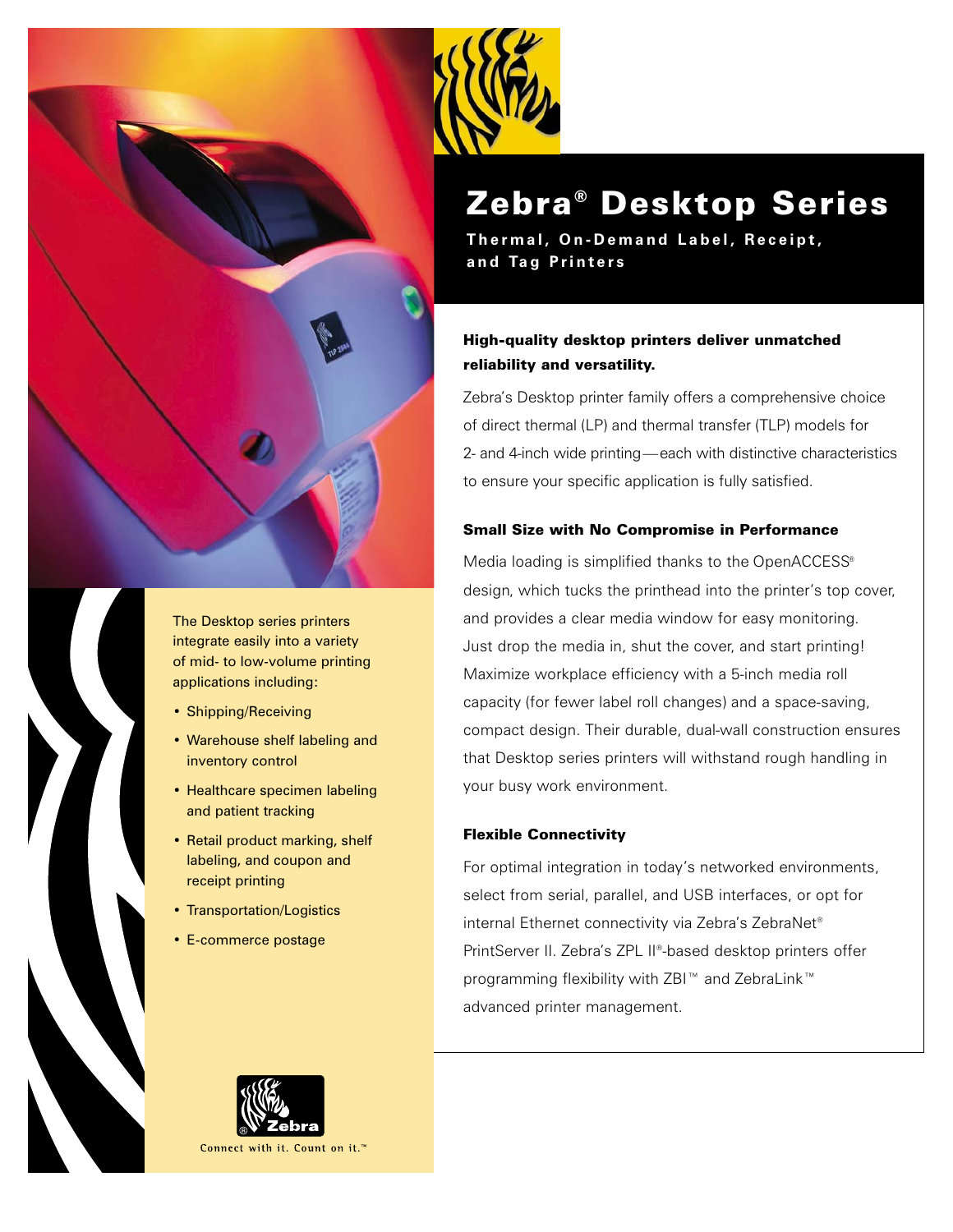# Zebra® Desktop Series

**Thermal, On-Demand Label, Receipt, and Tag Printers**

### High-quality desktop printers deliver unmatched reliability and versatility.

Zebra's Desktop printer family offers a comprehensive choice of direct thermal (LP) and thermal transfer (TLP) models for 2- and 4-inch wide printing—each with distinctive characteristics to ensure your specific application is fully satisfied.

### Small Size with No Compromise in Performance

Media loading is simplified thanks to the OpenACCESS® design, which tucks the printhead into the printer's top cover, and provides a clear media window for easy monitoring. Just drop the media in, shut the cover, and start printing! Maximize workplace efficiency with a 5-inch media roll capacity (for fewer label roll changes) and a space-saving, compact design. Their durable, dual-wall construction ensures that Desktop series printers will withstand rough handling in your busy work environment.

### Flexible Connectivity

For optimal integration in today's networked environments, select from serial, parallel, and USB interfaces, or opt for internal Ethernet connectivity via Zebra's ZebraNet® PrintServer II. Zebra's ZPL II®-based desktop printers offer programming flexibility with ZBI™ and ZebraLink™ advanced printer management.

The Desktop series printers integrate easily into a variety of mid- to low-volume printing applications including:

- Shipping/Receiving
- Warehouse shelf labeling and inventory control
- Healthcare specimen labeling and patient tracking
- Retail product marking, shelf labeling, and coupon and receipt printing
- Transportation/Logistics
- E-commerce postage

Zebra

Connect with it. Count on it.™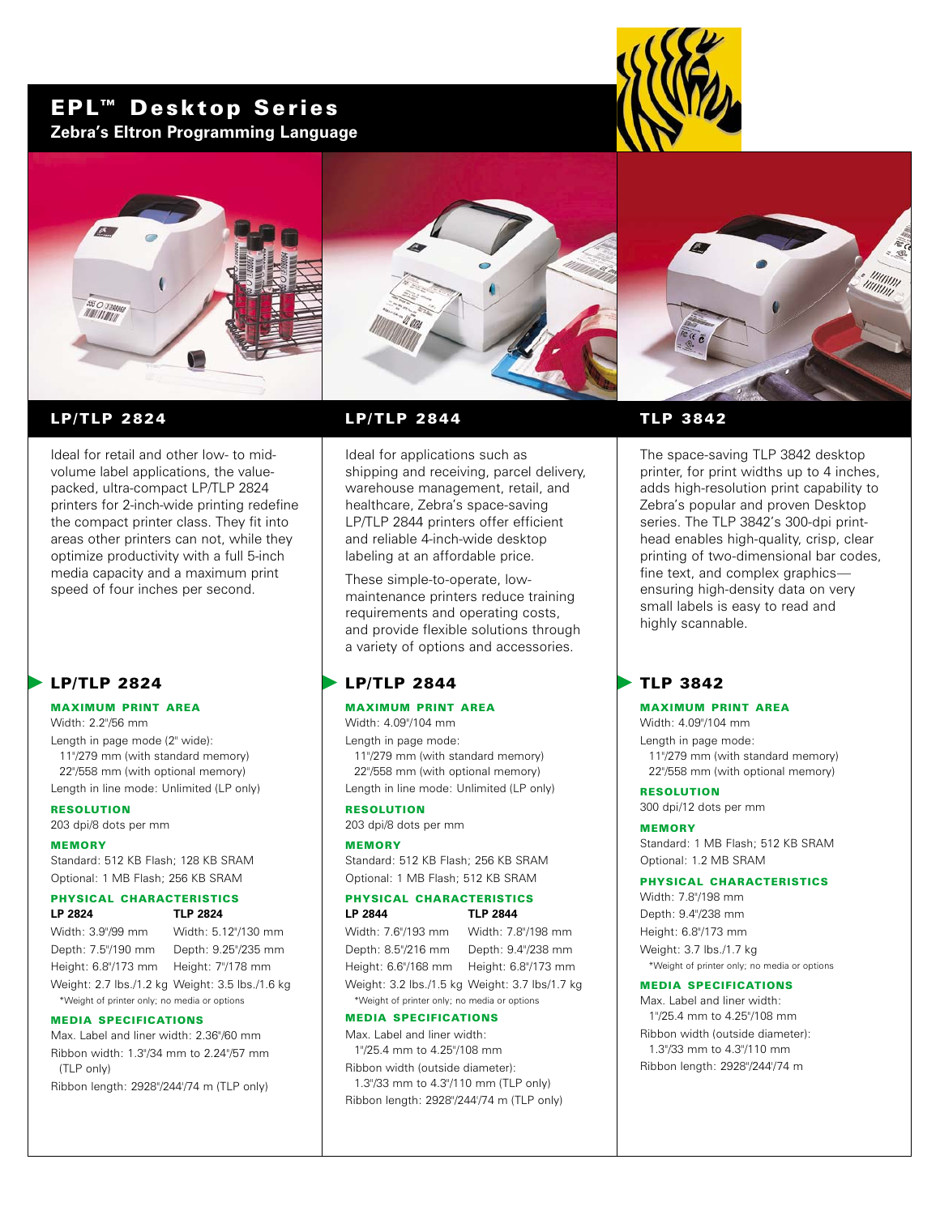# EPL™ Desktop Series

**Zebra's Eltron Programming Language**

## LP/TLP 2824

Ideal for retail and other low- to mid-volume label applications, the value-packed, ultra-compact LP/TLP 2824 printers for 2-inch-wide printing redefine the compact printer class. They fit into areas other printers can not, while they optimize productivity with a full 5-inch media capacity and a maximum print speed of four inches per second.

## LP/TLP 2844

Ideal for applications such as shipping and receiving, parcel delivery, warehouse management, retail, and healthcare, Zebra's space-saving LP/TLP 2844 printers offer efficient and reliable 4-inch-wide desktop labeling at an affordable price.

These simple-to-operate, low-maintenance printers reduce training requirements and operating costs, and provide flexible solutions through a variety of options and accessories.

## TLP 3842

The space-saving TLP 3842 desktop printer, for print widths up to 4 inches, adds high-resolution print capability to Zebra's popular and proven Desktop series. The TLP 3842's 300-dpi printhead enables high-quality, crisp, clear printing of two-dimensional bar codes, fine text, and complex graphics—ensuring high-density data on very small labels is easy to read and highly scannable.

## LP/TLP 2824

### MAXIMUM PRINT AREA

Width: 2.2"/56 mm

Length in page mode (2" wide):
- 11"/279 mm (with standard memory)
- 22"/558 mm (with optional memory)

Length in line mode: Unlimited (LP only)

### RESOLUTION

203 dpi/8 dots per mm

### MEMORY

Standard: 512 KB Flash; 128 KB SRAM

Optional: 1 MB Flash; 256 KB SRAM

### PHYSICAL CHARACTERISTICS

| LP 2824 | TLP 2824 |
|---|---|
| Width: 3.9"/99 mm | Width: 5.12"/130 mm |
| Depth: 7.5"/190 mm | Depth: 9.25"/235 mm |
| Height: 6.8"/173 mm | Height: 7"/178 mm |
| Weight: 2.7 lbs./1.2 kg | Weight: 3.5 lbs./1.6 kg |

*Weight of printer only; no media or options

### MEDIA SPECIFICATIONS

Max. Label and liner width: 2.36"/60 mm

Ribbon width: 1.3"/34 mm to 2.24"/57 mm (TLP only)

Ribbon length: 2928"/244'/74 m (TLP only)

## LP/TLP 2844

### MAXIMUM PRINT AREA

Width: 4.09"/104 mm

Length in page mode:
- 11"/279 mm (with standard memory)
- 22"/558 mm (with optional memory)

Length in line mode: Unlimited (LP only)

### RESOLUTION

203 dpi/8 dots per mm

### MEMORY

Standard: 512 KB Flash; 256 KB SRAM

Optional: 1 MB Flash; 512 KB SRAM

### PHYSICAL CHARACTERISTICS

| LP 2844 | TLP 2844 |
|---|---|
| Width: 7.6"/193 mm | Width: 7.8"/198 mm |
| Depth: 8.5"/216 mm | Depth: 9.4"/238 mm |
| Height: 6.6"/168 mm | Height: 6.8"/173 mm |
| Weight: 3.2 lbs./1.5 kg | Weight: 3.7 lbs/1.7 kg |

*Weight of printer only; no media or options

### MEDIA SPECIFICATIONS

Max. Label and liner width:
1"/25.4 mm to 4.25"/108 mm

Ribbon width (outside diameter):
1.3"/33 mm to 4.3"/110 mm (TLP only)

Ribbon length: 2928"/244'/74 m (TLP only)

## TLP 3842

### MAXIMUM PRINT AREA

Width: 4.09"/104 mm

Length in page mode:
- 11"/279 mm (with standard memory)
- 22"/558 mm (with optional memory)

### RESOLUTION

300 dpi/12 dots per mm

### MEMORY

Standard: 1 MB Flash; 512 KB SRAM

Optional: 1.2 MB SRAM

### PHYSICAL CHARACTERISTICS

Width: 7.8"/198 mm

Depth: 9.4"/238 mm

Height: 6.8"/173 mm

Weight: 3.7 lbs./1.7 kg

*Weight of printer only; no media or options

### MEDIA SPECIFICATIONS

Max. Label and liner width:
1"/25.4 mm to 4.25"/108 mm

Ribbon width (outside diameter):
1.3"/33 mm to 4.3"/110 mm

Ribbon length: 2928"/244'/74 m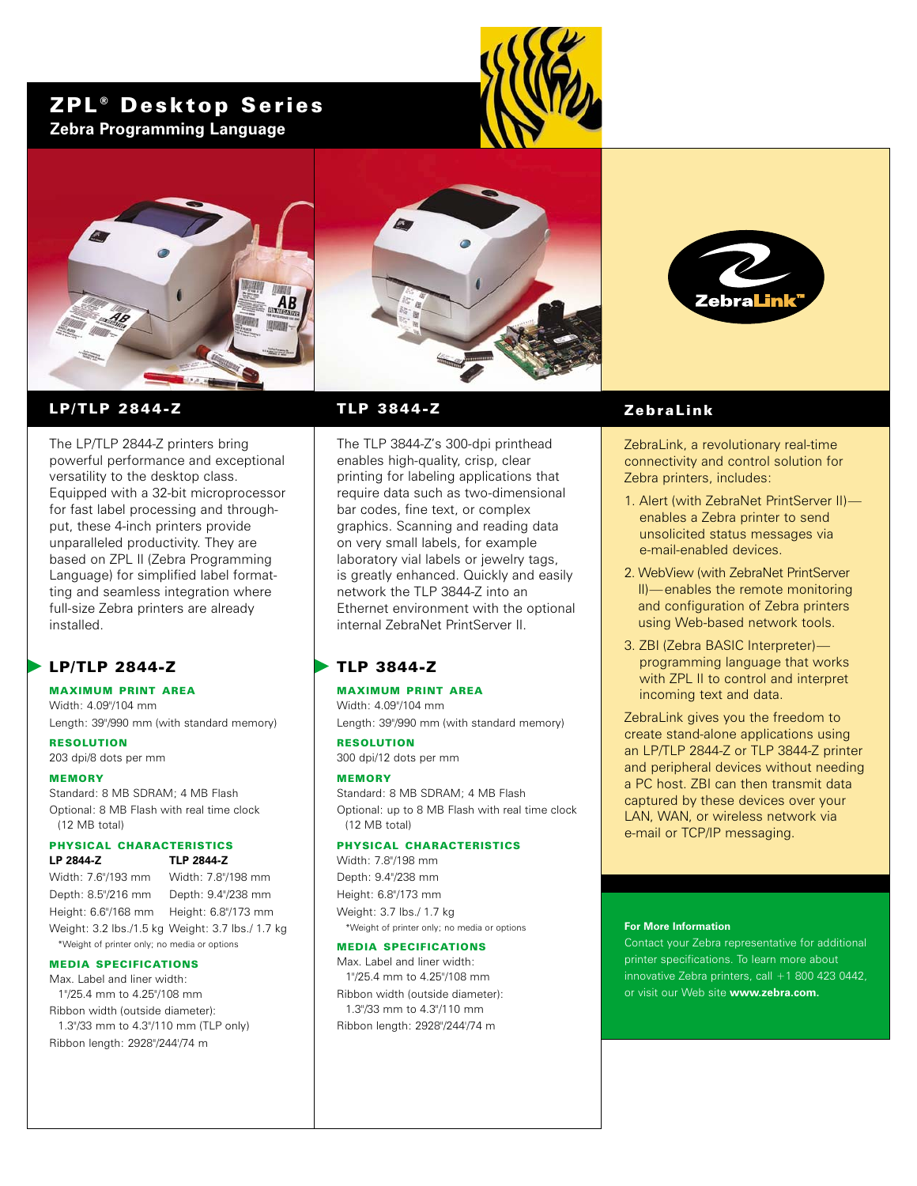# ZPL® Desktop Series

**Zebra Programming Language**

## LP/TLP 2844-Z

The LP/TLP 2844-Z printers bring powerful performance and exceptional versatility to the desktop class. Equipped with a 32-bit microprocessor for fast label processing and throughput, these 4-inch printers provide unparalleled productivity. They are based on ZPL II (Zebra Programming Language) for simplified label formatting and seamless integration where full-size Zebra printers are already installed.

### LP/TLP 2844-Z

**MAXIMUM PRINT AREA**

Width: 4.09"/104 mm

Length: 39"/990 mm (with standard memory)

**RESOLUTION**

203 dpi/8 dots per mm

**MEMORY**

Standard: 8 MB SDRAM; 4 MB Flash

Optional: 8 MB Flash with real time clock (12 MB total)

**PHYSICAL CHARACTERISTICS**

| LP 2844-Z | TLP 2844-Z |
| --- | --- |
| Width: 7.6"/193 mm | Width: 7.8"/198 mm |
| Depth: 8.5"/216 mm | Depth: 9.4"/238 mm |
| Height: 6.6"/168 mm | Height: 6.8"/173 mm |
| Weight: 3.2 lbs./1.5 kg | Weight: 3.7 lbs./ 1.7 kg |

*Weight of printer only; no media or options

**MEDIA SPECIFICATIONS**

Max. Label and liner width: 1"/25.4 mm to 4.25"/108 mm

Ribbon width (outside diameter): 1.3"/33 mm to 4.3"/110 mm (TLP only)

Ribbon length: 2928"/244'/74 m

## TLP 3844-Z

The TLP 3844-Z's 300-dpi printhead enables high-quality, crisp, clear printing for labeling applications that require data such as two-dimensional bar codes, fine text, or complex graphics. Scanning and reading data on very small labels, for example laboratory vial labels or jewelry tags, is greatly enhanced. Quickly and easily network the TLP 3844-Z into an Ethernet environment with the optional internal ZebraNet PrintServer II.

### TLP 3844-Z

**MAXIMUM PRINT AREA**

Width: 4.09"/104 mm

Length: 39"/990 mm (with standard memory)

**RESOLUTION**

300 dpi/12 dots per mm

**MEMORY**

Standard: 8 MB SDRAM; 4 MB Flash

Optional: up to 8 MB Flash with real time clock (12 MB total)

**PHYSICAL CHARACTERISTICS**

Width: 7.8"/198 mm

Depth: 9.4"/238 mm

Height: 6.8"/173 mm

Weight: 3.7 lbs./ 1.7 kg

*Weight of printer only; no media or options

**MEDIA SPECIFICATIONS**

Max. Label and liner width: 1"/25.4 mm to 4.25"/108 mm

Ribbon width (outside diameter): 1.3"/33 mm to 4.3"/110 mm

Ribbon length: 2928"/244'/74 m

## ZebraLink

ZebraLink, a revolutionary real-time connectivity and control solution for Zebra printers, includes:

1. Alert (with ZebraNet PrintServer II)—enables a Zebra printer to send unsolicited status messages via e-mail-enabled devices.
2. WebView (with ZebraNet PrintServer II)—enables the remote monitoring and configuration of Zebra printers using Web-based network tools.
3. ZBI (Zebra BASIC Interpreter)—programming language that works with ZPL II to control and interpret incoming text and data.

ZebraLink gives you the freedom to create stand-alone applications using an LP/TLP 2844-Z or TLP 3844-Z printer and peripheral devices without needing a PC host. ZBI can then transmit data captured by these devices over your LAN, WAN, or wireless network via e-mail or TCP/IP messaging.

**For More Information**

Contact your Zebra representative for additional printer specifications. To learn more about innovative Zebra printers, call +1 800 423 0442, or visit our Web site **www.zebra.com.**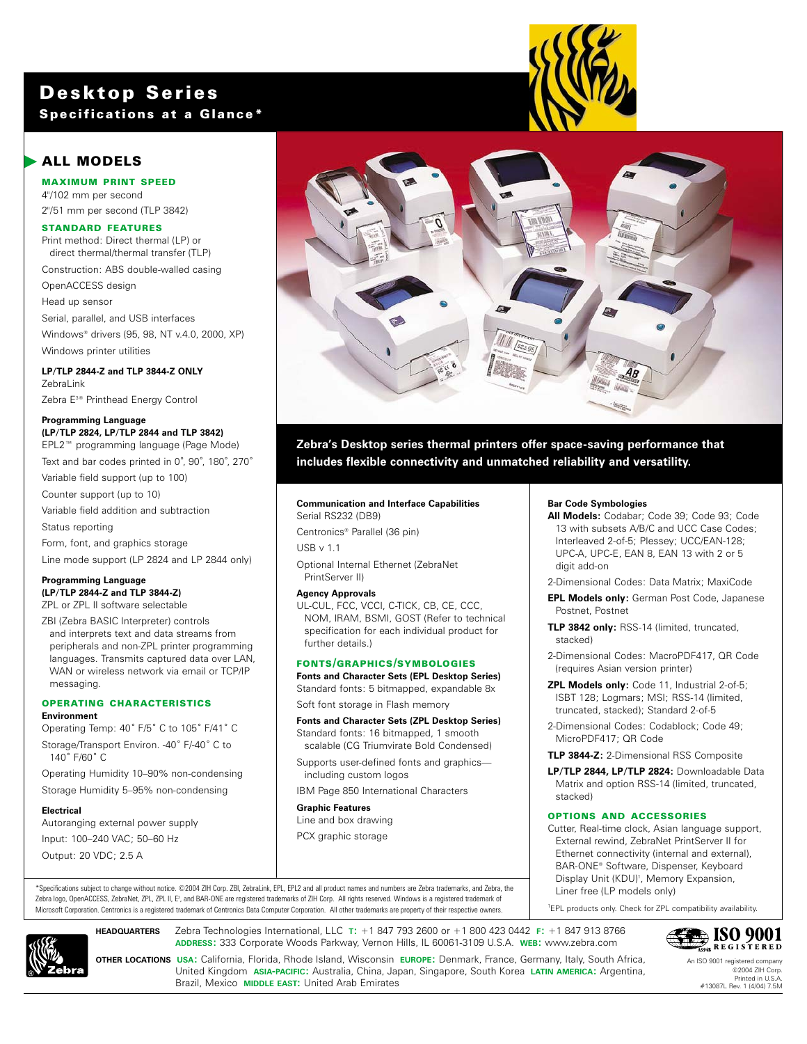# Desktop Series

## Specifications at a Glance*

### ALL MODELS

**MAXIMUM PRINT SPEED**

4"/102 mm per second

2"/51 mm per second (TLP 3842)

**STANDARD FEATURES**

Print method: Direct thermal (LP) or direct thermal/thermal transfer (TLP)

Construction: ABS double-walled casing

OpenACCESS design

Head up sensor

Serial, parallel, and USB interfaces

Windows® drivers (95, 98, NT v.4.0, 2000, XP)

Windows printer utilities

**LP/TLP 2844-Z and TLP 3844-Z ONLY**

ZebraLink

Zebra E³® Printhead Energy Control

**Programming Language (LP/TLP 2824, LP/TLP 2844 and TLP 3842)**

EPL2™ programming language (Page Mode)

Text and bar codes printed in 0˚, 90˚, 180˚, 270˚

Variable field support (up to 100)

Counter support (up to 10)

Variable field addition and subtraction

Status reporting

Form, font, and graphics storage

Line mode support (LP 2824 and LP 2844 only)

**Programming Language (LP/TLP 2844-Z and TLP 3844-Z)**

ZPL or ZPL II software selectable

ZBI (Zebra BASIC Interpreter) controls and interprets text and data streams from peripherals and non-ZPL printer programming languages. Transmits captured data over LAN, WAN or wireless network via email or TCP/IP messaging.

**OPERATING CHARACTERISTICS**

**Environment**

Operating Temp: 40˚ F/5˚ C to 105˚ F/41˚ C

Storage/Transport Environ. -40˚ F/-40˚ C to 140˚ F/60˚ C

Operating Humidity 10–90% non-condensing

Storage Humidity 5–95% non-condensing

**Electrical**

Autoranging external power supply

Input: 100–240 VAC; 50–60 Hz

Output: 20 VDC; 2.5 A

**Zebra's Desktop series thermal printers offer space-saving performance that includes flexible connectivity and unmatched reliability and versatility.**

**Communication and Interface Capabilities**

Serial RS232 (DB9)

Centronics® Parallel (36 pin)

USB v 1.1

Optional Internal Ethernet (ZebraNet PrintServer II)

**Agency Approvals**

UL-CUL, FCC, VCCI, C-TICK, CB, CE, CCC, NOM, IRAM, BSMI, GOST (Refer to technical specification for each individual product for further details.)

**FONTS/GRAPHICS/SYMBOLOGIES**

**Fonts and Character Sets (EPL Desktop Series)**

Standard fonts: 5 bitmapped, expandable 8x

Soft font storage in Flash memory

**Fonts and Character Sets (ZPL Desktop Series)**

Standard fonts: 16 bitmapped, 1 smooth scalable (CG Triumvirate Bold Condensed)

Supports user-defined fonts and graphics—including custom logos

IBM Page 850 International Characters

**Graphic Features**

Line and box drawing

PCX graphic storage

**Bar Code Symbologies**

**All Models:** Codabar; Code 39; Code 93; Code 13 with subsets A/B/C and UCC Case Codes; Interleaved 2-of-5; Plessey; UCC/EAN-128; UPC-A, UPC-E, EAN 8, EAN 13 with 2 or 5 digit add-on

2-Dimensional Codes: Data Matrix; MaxiCode

**EPL Models only:** German Post Code, Japanese Postnet, Postnet

**TLP 3842 only:** RSS-14 (limited, truncated, stacked)

2-Dimensional Codes: MacroPDF417, QR Code (requires Asian version printer)

**ZPL Models only:** Code 11, Industrial 2-of-5; ISBT 128; Logmars; MSI; RSS-14 (limited, truncated, stacked); Standard 2-of-5

2-Dimensional Codes: Codablock; Code 49; MicroPDF417; QR Code

**TLP 3844-Z:** 2-Dimensional RSS Composite

**LP/TLP 2844, LP/TLP 2824:** Downloadable Data Matrix and option RSS-14 (limited, truncated, stacked)

**OPTIONS AND ACCESSORIES**

Cutter, Real-time clock, Asian language support, External rewind, ZebraNet PrintServer II for Ethernet connectivity (internal and external), BAR-ONE® Software, Dispenser, Keyboard Display Unit (KDU)[1], Memory Expansion, Liner free (LP models only)

[1]EPL products only. Check for ZPL compatibility availability.

*Specifications subject to change without notice. ©2004 ZIH Corp. ZBI, ZebraLink, EPL, EPL2 and all product names and numbers are Zebra trademarks, and Zebra, the Zebra logo, OpenACCESS, ZebraNet, ZPL, ZPL II, E³, and BAR-ONE are registered trademarks of ZIH Corp. All rights reserved. Windows is a registered trademark of Microsoft Corporation. Centronics is a registered trademark of Centronics Data Computer Corporation. All other trademarks are property of their respective owners.

**HEADQUARTERS** Zebra Technologies International, LLC **T:** +1 847 793 2600 or +1 800 423 0442 **F:** +1 847 913 8766 **ADDRESS:** 333 Corporate Woods Parkway, Vernon Hills, IL 60061-3109 U.S.A. **WEB:** www.zebra.com

**OTHER LOCATIONS** **USA:** California, Florida, Rhode Island, Wisconsin **EUROPE:** Denmark, France, Germany, Italy, South Africa, United Kingdom **ASIA-PACIFIC:** Australia, China, Japan, Singapore, South Korea **LATIN AMERICA:** Argentina, Brazil, Mexico **MIDDLE EAST:** United Arab Emirates

ISO 9001 REGISTERED

An ISO 9001 registered company
©2004 ZIH Corp.
Printed in U.S.A.
#13087L Rev. 1 (4/04) 7.5M